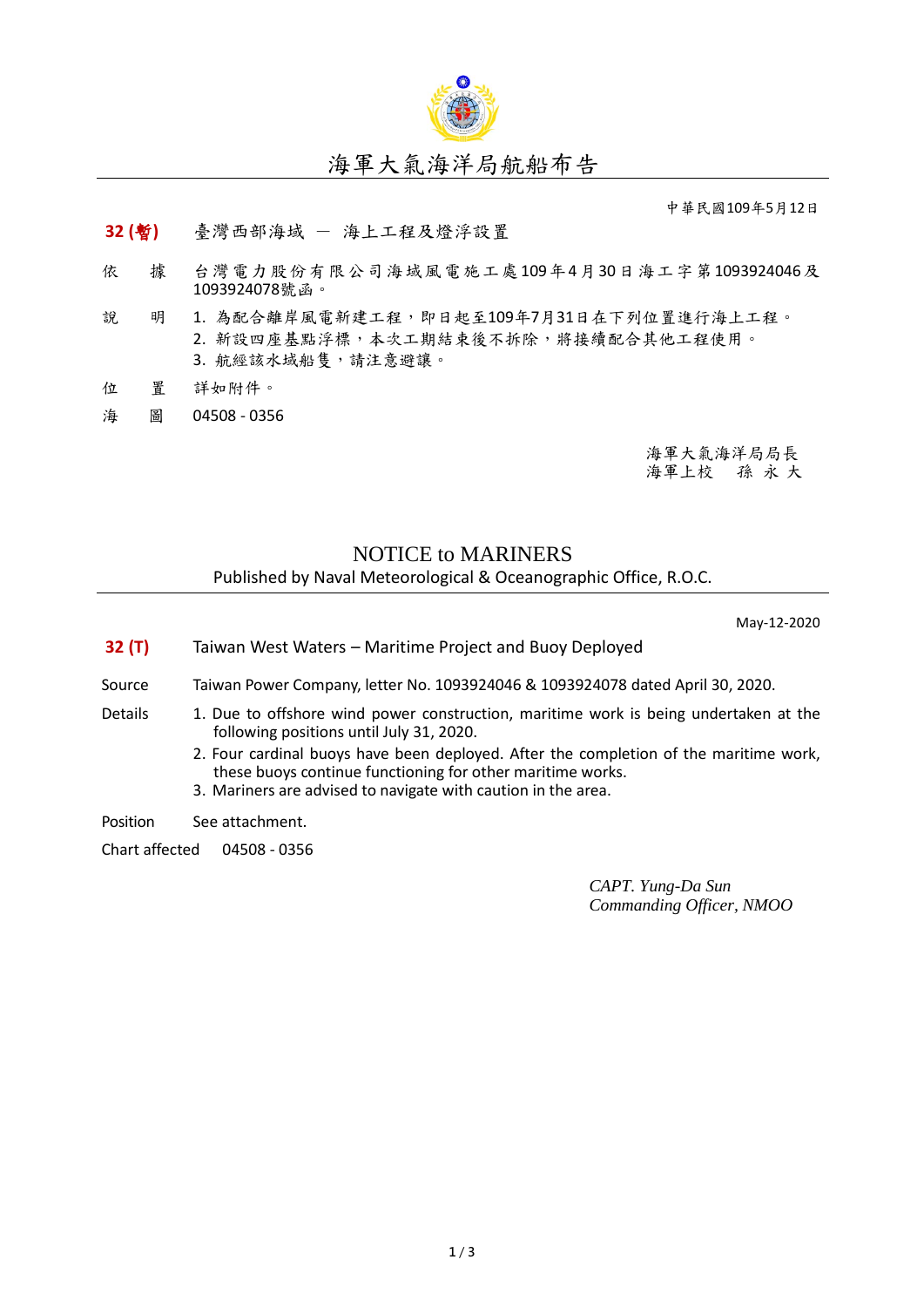# 海軍大氣海洋局航船布告

中華民國109年5月12日

**32 (暫)**　臺灣西部海域 － 海上工程及燈浮設置

依　據　台灣電力股份有限公司海域風電施工處109年4月30日海工字第1093924046及1093924078號函。

說　明　1. 為配合離岸風電新建工程，即日起至109年7月31日在下列位置進行海上工程。
2. 新設四座基點浮標，本次工期結束後不拆除，將接續配合其他工程使用。
3. 航經該水域船隻，請注意避讓。

位　置　詳如附件。

海　圖　04508 - 0356

海軍大氣海洋局局長
海軍上校　孫 永 大

# NOTICE to MARINERS

Published by Naval Meteorological & Oceanographic Office, R.O.C.

May-12-2020

**32 (T)**　Taiwan West Waters – Maritime Project and Buoy Deployed

Source　Taiwan Power Company, letter No. 1093924046 & 1093924078 dated April 30, 2020.

Details　1. Due to offshore wind power construction, maritime work is being undertaken at the following positions until July 31, 2020.
2. Four cardinal buoys have been deployed. After the completion of the maritime work, these buoys continue functioning for other maritime works.
3. Mariners are advised to navigate with caution in the area.

Position　See attachment.

Chart affected　04508 - 0356

*CAPT. Yung-Da Sun*
*Commanding Officer, NMOO*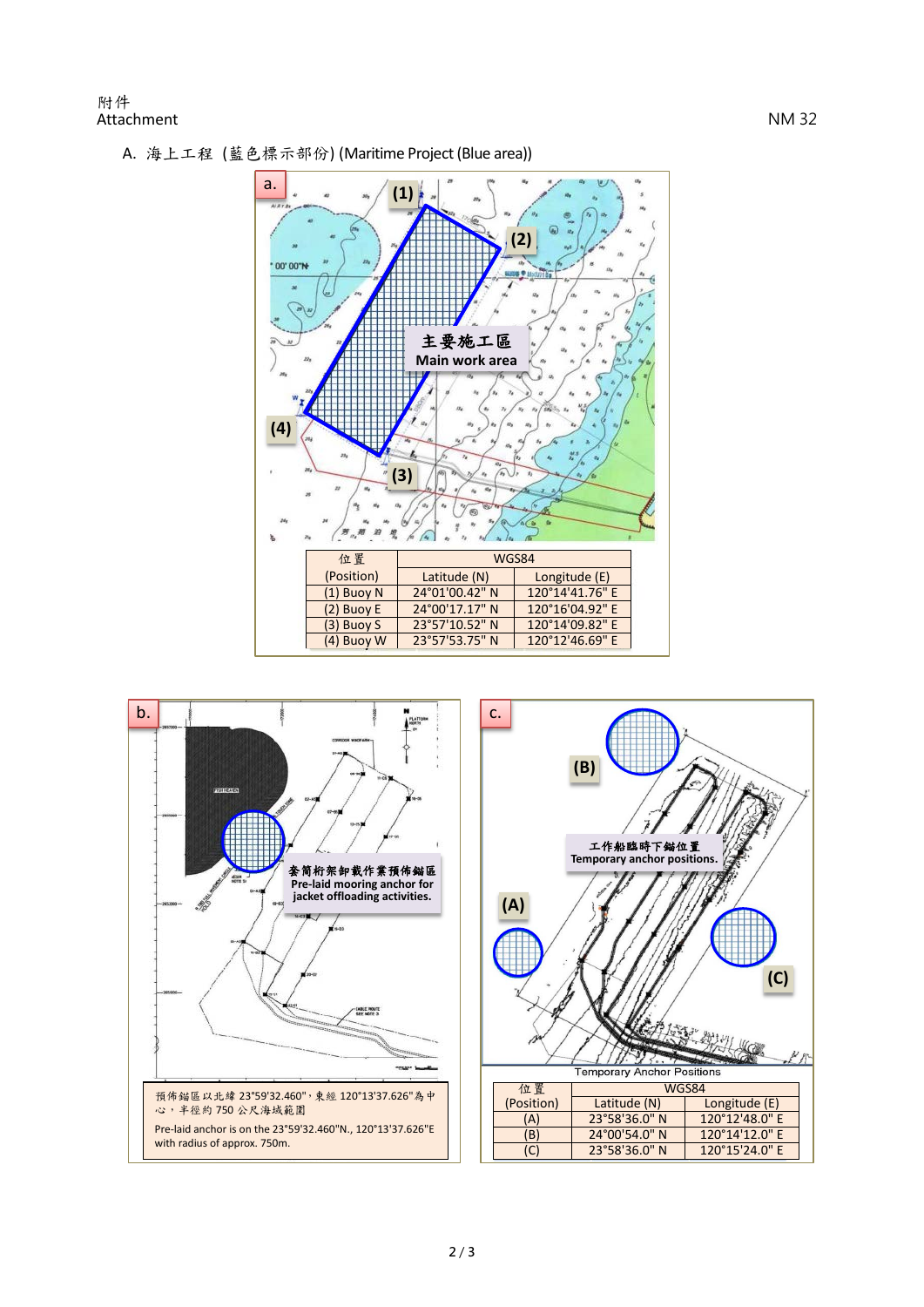附件
Attachment

NM 32

A. 海上工程 (藍色標示部份) (Maritime Project (Blue area))

a.

主要施工區
Main work area

| 位置 (Position) | WGS84 | |
|---|---|---|
| | Latitude (N) | Longitude (E) |
| (1) Buoy N | 24°01'00.42" N | 120°14'41.76" E |
| (2) Buoy E | 24°00'17.17" N | 120°16'04.92" E |
| (3) Buoy S | 23°57'10.52" N | 120°14'09.82" E |
| (4) Buoy W | 23°57'53.75" N | 120°12'46.69" E |

b.

套筒桁架卸載作業預佈錨區
Pre-laid mooring anchor for jacket offloading activities.

預佈錨區以北緯 23°59'32.460"，東經 120°13'37.626"為中心，半徑約 750 公尺海域範圍

Pre-laid anchor is on the 23°59'32.460"N., 120°13'37.626"E with radius of approx. 750m.

c.

工作船臨時下錨位置
Temporary anchor positions.

Temporary Anchor Positions

| 位置 (Position) | WGS84 | |
|---|---|---|
| | Latitude (N) | Longitude (E) |
| (A) | 23°58'36.0" N | 120°12'48.0" E |
| (B) | 24°00'54.0" N | 120°14'12.0" E |
| (C) | 23°58'36.0" N | 120°15'24.0" E |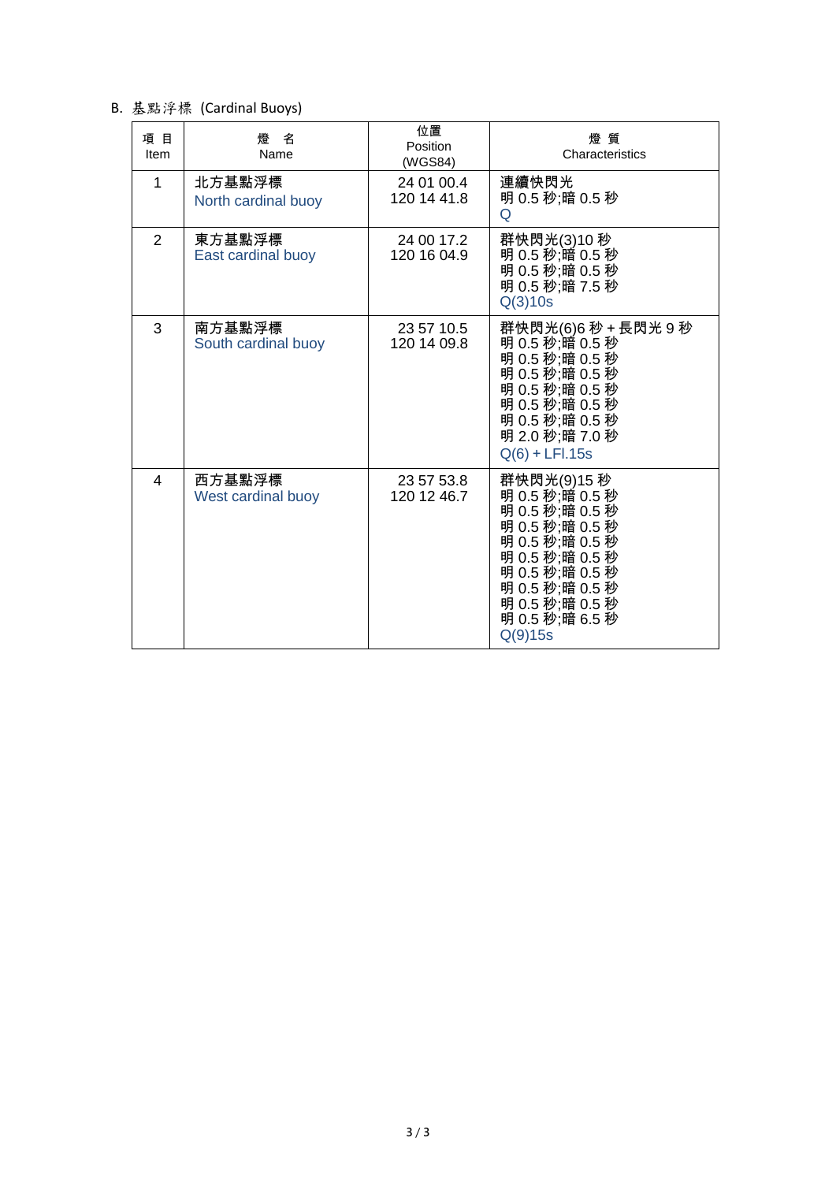B. 基點浮標 (Cardinal Buoys)

| 項 目<br>Item | 燈 名<br>Name | 位置<br>Position<br>(WGS84) | 燈 質<br>Characteristics |
|---|---|---|---|
| 1 | 北方基點浮標<br>North cardinal buoy | 24 01 00.4<br>120 14 41.8 | 連續快閃光<br>明 0.5 秒;暗 0.5 秒<br>Q |
| 2 | 東方基點浮標<br>East cardinal buoy | 24 00 17.2<br>120 16 04.9 | 群快閃光(3)10 秒<br>明 0.5 秒;暗 0.5 秒<br>明 0.5 秒;暗 0.5 秒<br>明 0.5 秒;暗 7.5 秒<br>Q(3)10s |
| 3 | 南方基點浮標<br>South cardinal buoy | 23 57 10.5<br>120 14 09.8 | 群快閃光(6)6 秒 + 長閃光 9 秒<br>明 0.5 秒;暗 0.5 秒<br>明 0.5 秒;暗 0.5 秒<br>明 0.5 秒;暗 0.5 秒<br>明 0.5 秒;暗 0.5 秒<br>明 0.5 秒;暗 0.5 秒<br>明 0.5 秒;暗 0.5 秒<br>明 2.0 秒;暗 7.0 秒<br>Q(6) + LFl.15s |
| 4 | 西方基點浮標<br>West cardinal buoy | 23 57 53.8<br>120 12 46.7 | 群快閃光(9)15 秒<br>明 0.5 秒;暗 0.5 秒<br>明 0.5 秒;暗 0.5 秒<br>明 0.5 秒;暗 0.5 秒<br>明 0.5 秒;暗 0.5 秒<br>明 0.5 秒;暗 0.5 秒<br>明 0.5 秒;暗 0.5 秒<br>明 0.5 秒;暗 0.5 秒<br>明 0.5 秒;暗 0.5 秒<br>明 0.5 秒;暗 6.5 秒<br>Q(9)15s |